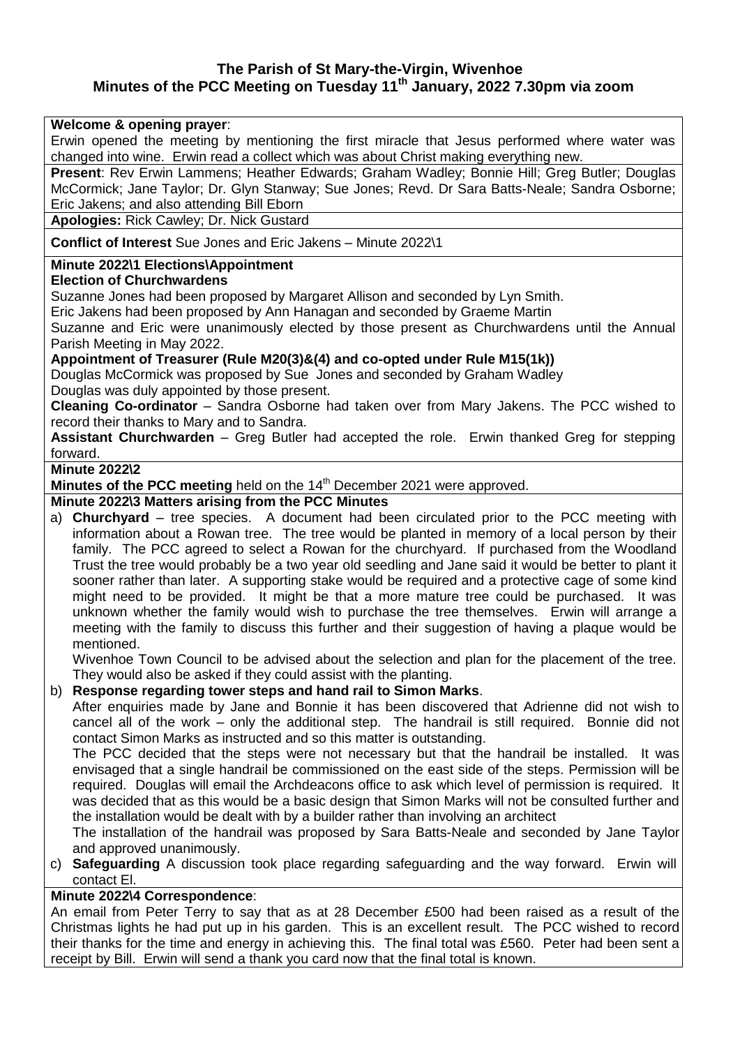# The Parish of St Mary-the-Virgin, Wivenhoe
## Minutes of the PCC Meeting on Tuesday 11th January, 2022 7.30pm via zoom

**Welcome & opening prayer**:

Erwin opened the meeting by mentioning the first miracle that Jesus performed where water was changed into wine. Erwin read a collect which was about Christ making everything new.

**Present**: Rev Erwin Lammens; Heather Edwards; Graham Wadley; Bonnie Hill; Greg Butler; Douglas McCormick; Jane Taylor; Dr. Glyn Stanway; Sue Jones; Revd. Dr Sara Batts-Neale; Sandra Osborne; Eric Jakens; and also attending Bill Eborn

**Apologies:** Rick Cawley; Dr. Nick Gustard

**Conflict of Interest** Sue Jones and Eric Jakens – Minute 2022\1

**Minute 2022\1 Elections\Appointment**

**Election of Churchwardens**

Suzanne Jones had been proposed by Margaret Allison and seconded by Lyn Smith.

Eric Jakens had been proposed by Ann Hanagan and seconded by Graeme Martin

Suzanne and Eric were unanimously elected by those present as Churchwardens until the Annual Parish Meeting in May 2022.

**Appointment of Treasurer (Rule M20(3)&(4) and co-opted under Rule M15(1k))**

Douglas McCormick was proposed by Sue Jones and seconded by Graham Wadley

Douglas was duly appointed by those present.

**Cleaning Co-ordinator** – Sandra Osborne had taken over from Mary Jakens. The PCC wished to record their thanks to Mary and to Sandra.

**Assistant Churchwarden** – Greg Butler had accepted the role. Erwin thanked Greg for stepping forward.

**Minute 2022\2**

**Minutes of the PCC meeting** held on the 14th December 2021 were approved.

**Minute 2022\3 Matters arising from the PCC Minutes**

a) **Churchyard** – tree species. A document had been circulated prior to the PCC meeting with information about a Rowan tree. The tree would be planted in memory of a local person by their family. The PCC agreed to select a Rowan for the churchyard. If purchased from the Woodland Trust the tree would probably be a two year old seedling and Jane said it would be better to plant it sooner rather than later. A supporting stake would be required and a protective cage of some kind might need to be provided. It might be that a more mature tree could be purchased. It was unknown whether the family would wish to purchase the tree themselves. Erwin will arrange a meeting with the family to discuss this further and their suggestion of having a plaque would be mentioned.

   Wivenhoe Town Council to be advised about the selection and plan for the placement of the tree. They would also be asked if they could assist with the planting.

b) **Response regarding tower steps and hand rail to Simon Marks**.

   After enquiries made by Jane and Bonnie it has been discovered that Adrienne did not wish to cancel all of the work – only the additional step. The handrail is still required. Bonnie did not contact Simon Marks as instructed and so this matter is outstanding.

   The PCC decided that the steps were not necessary but that the handrail be installed. It was envisaged that a single handrail be commissioned on the east side of the steps. Permission will be required. Douglas will email the Archdeacons office to ask which level of permission is required. It was decided that as this would be a basic design that Simon Marks will not be consulted further and the installation would be dealt with by a builder rather than involving an architect

   The installation of the handrail was proposed by Sara Batts-Neale and seconded by Jane Taylor and approved unanimously.

c) **Safeguarding** A discussion took place regarding safeguarding and the way forward. Erwin will contact El.

**Minute 2022\4 Correspondence**:

An email from Peter Terry to say that as at 28 December £500 had been raised as a result of the Christmas lights he had put up in his garden. This is an excellent result. The PCC wished to record their thanks for the time and energy in achieving this. The final total was £560. Peter had been sent a receipt by Bill. Erwin will send a thank you card now that the final total is known.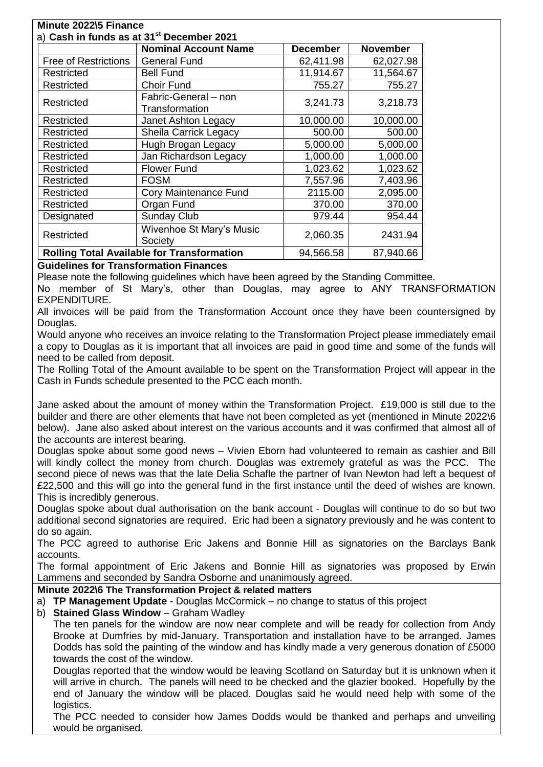**Minute 2022\5 Finance**

a) **Cash in funds as at 31st December 2021**

| | Nominal Account Name | December | November |
|---|---|---|---|
| Free of Restrictions | General Fund | 62,411.98 | 62,027.98 |
| Restricted | Bell Fund | 11,914.67 | 11,564.67 |
| Restricted | Choir Fund | 755.27 | 755.27 |
| Restricted | Fabric-General – non Transformation | 3,241.73 | 3,218.73 |
| Restricted | Janet Ashton Legacy | 10,000.00 | 10,000.00 |
| Restricted | Sheila Carrick Legacy | 500.00 | 500.00 |
| Restricted | Hugh Brogan Legacy | 5,000.00 | 5,000.00 |
| Restricted | Jan Richardson Legacy | 1,000.00 | 1,000.00 |
| Restricted | Flower Fund | 1,023.62 | 1,023.62 |
| Restricted | FOSM | 7,557.96 | 7,403.96 |
| Restricted | Cory Maintenance Fund | 2115.00 | 2,095.00 |
| Restricted | Organ Fund | 370.00 | 370.00 |
| Designated | Sunday Club | 979.44 | 954.44 |
| Restricted | Wivenhoe St Mary's Music Society | 2,060.35 | 2431.94 |
| **Rolling Total Available for Transformation** | | 94,566.58 | 87,940.66 |

**Guidelines for Transformation Finances**

Please note the following guidelines which have been agreed by the Standing Committee.

No member of St Mary's, other than Douglas, may agree to ANY TRANSFORMATION EXPENDITURE.

All invoices will be paid from the Transformation Account once they have been countersigned by Douglas.

Would anyone who receives an invoice relating to the Transformation Project please immediately email a copy to Douglas as it is important that all invoices are paid in good time and some of the funds will need to be called from deposit.

The Rolling Total of the Amount available to be spent on the Transformation Project will appear in the Cash in Funds schedule presented to the PCC each month.

Jane asked about the amount of money within the Transformation Project. £19,000 is still due to the builder and there are other elements that have not been completed as yet (mentioned in Minute 2022\6 below). Jane also asked about interest on the various accounts and it was confirmed that almost all of the accounts are interest bearing.

Douglas spoke about some good news – Vivien Eborn had volunteered to remain as cashier and Bill will kindly collect the money from church. Douglas was extremely grateful as was the PCC. The second piece of news was that the late Delia Schafle the partner of Ivan Newton had left a bequest of £22,500 and this will go into the general fund in the first instance until the deed of wishes are known. This is incredibly generous.

Douglas spoke about dual authorisation on the bank account - Douglas will continue to do so but two additional second signatories are required. Eric had been a signatory previously and he was content to do so again.

The PCC agreed to authorise Eric Jakens and Bonnie Hill as signatories on the Barclays Bank accounts.

The formal appointment of Eric Jakens and Bonnie Hill as signatories was proposed by Erwin Lammens and seconded by Sandra Osborne and unanimously agreed.

**Minute 2022\6 The Transformation Project & related matters**

a) **TP Management Update** - Douglas McCormick – no change to status of this project

b) **Stained Glass Window** – Graham Wadley

The ten panels for the window are now near complete and will be ready for collection from Andy Brooke at Dumfries by mid-January. Transportation and installation have to be arranged. James Dodds has sold the painting of the window and has kindly made a very generous donation of £5000 towards the cost of the window.

Douglas reported that the window would be leaving Scotland on Saturday but it is unknown when it will arrive in church. The panels will need to be checked and the glazier booked. Hopefully by the end of January the window will be placed. Douglas said he would need help with some of the logistics.

The PCC needed to consider how James Dodds would be thanked and perhaps and unveiling would be organised.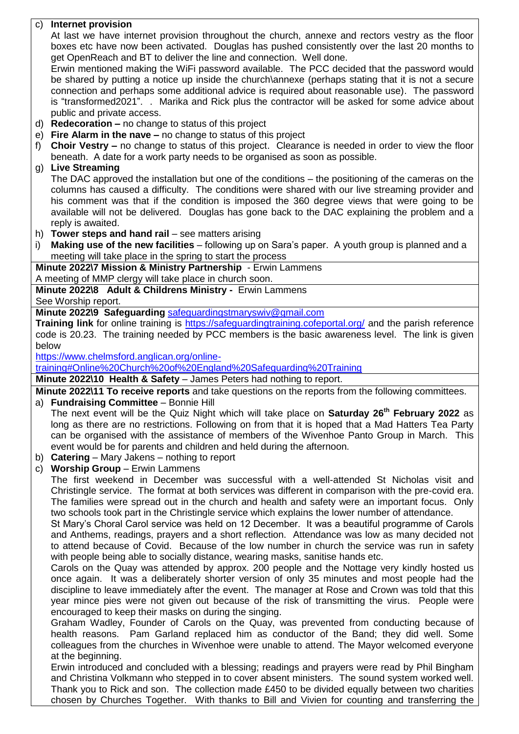c) **Internet provision**

At last we have internet provision throughout the church, annexe and rectors vestry as the floor boxes etc have now been activated. Douglas has pushed consistently over the last 20 months to get OpenReach and BT to deliver the line and connection. Well done.

Erwin mentioned making the WiFi password available. The PCC decided that the password would be shared by putting a notice up inside the church\annexe (perhaps stating that it is not a secure connection and perhaps some additional advice is required about reasonable use). The password is "transformed2021". . Marika and Rick plus the contractor will be asked for some advice about public and private access.

d) **Redecoration –** no change to status of this project

e) **Fire Alarm in the nave –** no change to status of this project

f) **Choir Vestry –** no change to status of this project. Clearance is needed in order to view the floor beneath. A date for a work party needs to be organised as soon as possible.

g) **Live Streaming**

The DAC approved the installation but one of the conditions – the positioning of the cameras on the columns has caused a difficulty. The conditions were shared with our live streaming provider and his comment was that if the condition is imposed the 360 degree views that were going to be available will not be delivered. Douglas has gone back to the DAC explaining the problem and a reply is awaited.

h) **Tower steps and hand rail** – see matters arising

i) **Making use of the new facilities** – following up on Sara's paper. A youth group is planned and a meeting will take place in the spring to start the process

**Minute 2022\7 Mission & Ministry Partnership** - Erwin Lammens

A meeting of MMP clergy will take place in church soon.

**Minute 2022\8 Adult & Childrens Ministry -** Erwin Lammens

See Worship report.

**Minute 2022\9 Safeguarding** safeguardingstmaryswiv@gmail.com

**Training link** for online training is https://safeguardingtraining.cofeportal.org/ and the parish reference code is 20.23. The training needed by PCC members is the basic awareness level. The link is given below

https://www.chelmsford.anglican.org/online-training#Online%20Church%20of%20England%20Safeguarding%20Training

**Minute 2022\10 Health & Safety** – James Peters had nothing to report.

**Minute 2022\11 To receive reports** and take questions on the reports from the following committees.

a) **Fundraising Committee** – Bonnie Hill

The next event will be the Quiz Night which will take place on **Saturday 26th February 2022** as long as there are no restrictions. Following on from that it is hoped that a Mad Hatters Tea Party can be organised with the assistance of members of the Wivenhoe Panto Group in March. This event would be for parents and children and held during the afternoon.

b) **Catering** – Mary Jakens – nothing to report

c) **Worship Group** – Erwin Lammens

The first weekend in December was successful with a well-attended St Nicholas visit and Christingle service. The format at both services was different in comparison with the pre-covid era. The families were spread out in the church and health and safety were an important focus. Only two schools took part in the Christingle service which explains the lower number of attendance.

St Mary's Choral Carol service was held on 12 December. It was a beautiful programme of Carols and Anthems, readings, prayers and a short reflection. Attendance was low as many decided not to attend because of Covid. Because of the low number in church the service was run in safety with people being able to socially distance, wearing masks, sanitise hands etc.

Carols on the Quay was attended by approx. 200 people and the Nottage very kindly hosted us once again. It was a deliberately shorter version of only 35 minutes and most people had the discipline to leave immediately after the event. The manager at Rose and Crown was told that this year mince pies were not given out because of the risk of transmitting the virus. People were encouraged to keep their masks on during the singing.

Graham Wadley, Founder of Carols on the Quay, was prevented from conducting because of health reasons. Pam Garland replaced him as conductor of the Band; they did well. Some colleagues from the churches in Wivenhoe were unable to attend. The Mayor welcomed everyone at the beginning.

Erwin introduced and concluded with a blessing; readings and prayers were read by Phil Bingham and Christina Volkmann who stepped in to cover absent ministers. The sound system worked well. Thank you to Rick and son. The collection made £450 to be divided equally between two charities chosen by Churches Together. With thanks to Bill and Vivien for counting and transferring the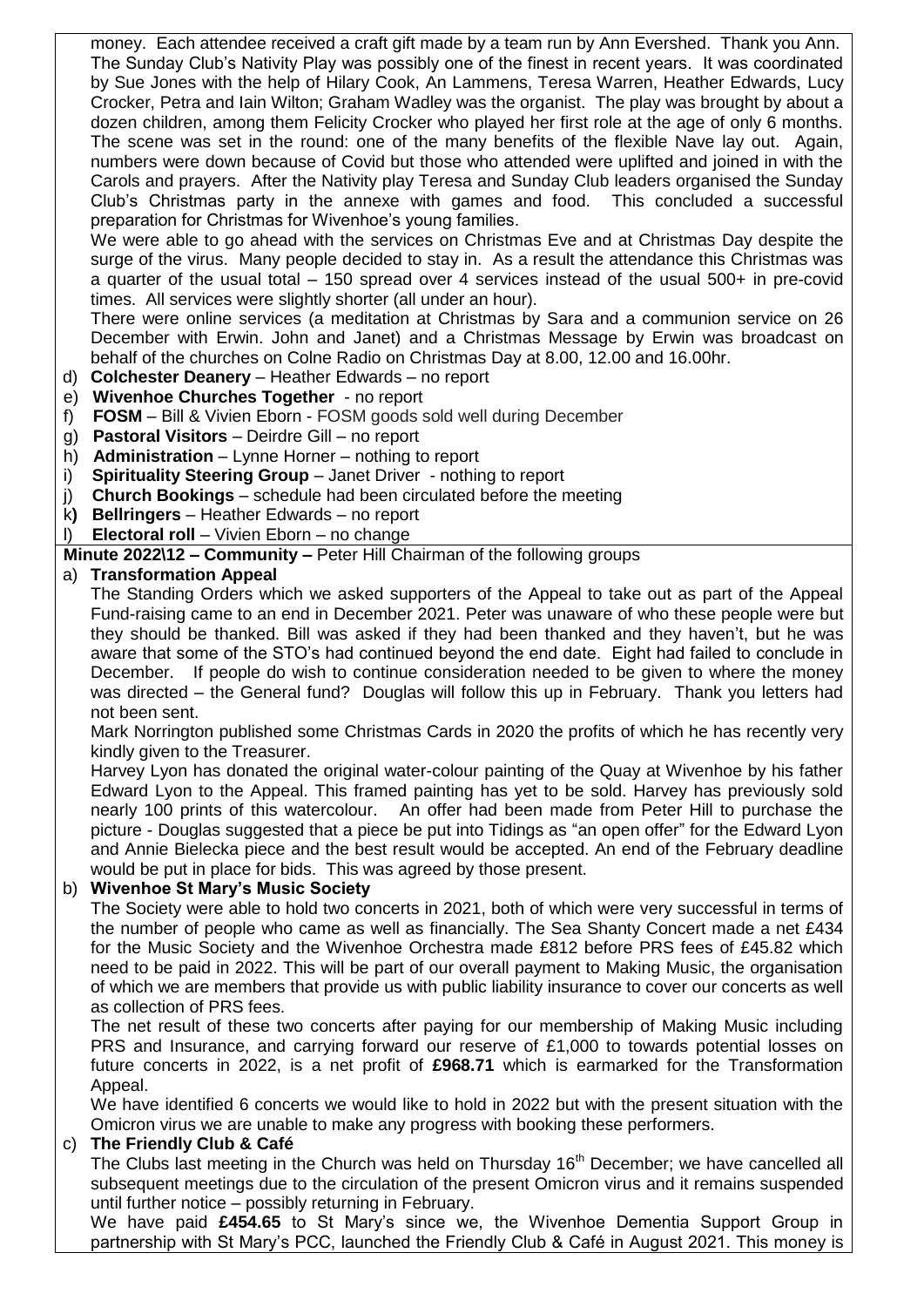money. Each attendee received a craft gift made by a team run by Ann Evershed. Thank you Ann. The Sunday Club's Nativity Play was possibly one of the finest in recent years. It was coordinated by Sue Jones with the help of Hilary Cook, An Lammens, Teresa Warren, Heather Edwards, Lucy Crocker, Petra and Iain Wilton; Graham Wadley was the organist. The play was brought by about a dozen children, among them Felicity Crocker who played her first role at the age of only 6 months. The scene was set in the round: one of the many benefits of the flexible Nave lay out. Again, numbers were down because of Covid but those who attended were uplifted and joined in with the Carols and prayers. After the Nativity play Teresa and Sunday Club leaders organised the Sunday Club's Christmas party in the annexe with games and food. This concluded a successful preparation for Christmas for Wivenhoe's young families.

We were able to go ahead with the services on Christmas Eve and at Christmas Day despite the surge of the virus. Many people decided to stay in. As a result the attendance this Christmas was a quarter of the usual total – 150 spread over 4 services instead of the usual 500+ in pre-covid times. All services were slightly shorter (all under an hour).

There were online services (a meditation at Christmas by Sara and a communion service on 26 December with Erwin. John and Janet) and a Christmas Message by Erwin was broadcast on behalf of the churches on Colne Radio on Christmas Day at 8.00, 12.00 and 16.00hr.

d) **Colchester Deanery** – Heather Edwards – no report
e) **Wivenhoe Churches Together** - no report
f) **FOSM** – Bill & Vivien Eborn - FOSM goods sold well during December
g) **Pastoral Visitors** – Deirdre Gill – no report
h) **Administration** – Lynne Horner – nothing to report
i) **Spirituality Steering Group** – Janet Driver - nothing to report
j) **Church Bookings** – schedule had been circulated before the meeting
k) **Bellringers** – Heather Edwards – no report
l) **Electoral roll** – Vivien Eborn – no change

**Minute 2022\12 – Community –** Peter Hill Chairman of the following groups

a) **Transformation Appeal**

The Standing Orders which we asked supporters of the Appeal to take out as part of the Appeal Fund-raising came to an end in December 2021. Peter was unaware of who these people were but they should be thanked. Bill was asked if they had been thanked and they haven't, but he was aware that some of the STO's had continued beyond the end date. Eight had failed to conclude in December. If people do wish to continue consideration needed to be given to where the money was directed – the General fund? Douglas will follow this up in February. Thank you letters had not been sent.

Mark Norrington published some Christmas Cards in 2020 the profits of which he has recently very kindly given to the Treasurer.

Harvey Lyon has donated the original water-colour painting of the Quay at Wivenhoe by his father Edward Lyon to the Appeal. This framed painting has yet to be sold. Harvey has previously sold nearly 100 prints of this watercolour. An offer had been made from Peter Hill to purchase the picture - Douglas suggested that a piece be put into Tidings as "an open offer" for the Edward Lyon and Annie Bielecka piece and the best result would be accepted. An end of the February deadline would be put in place for bids. This was agreed by those present.

b) **Wivenhoe St Mary's Music Society**

The Society were able to hold two concerts in 2021, both of which were very successful in terms of the number of people who came as well as financially. The Sea Shanty Concert made a net £434 for the Music Society and the Wivenhoe Orchestra made £812 before PRS fees of £45.82 which need to be paid in 2022. This will be part of our overall payment to Making Music, the organisation of which we are members that provide us with public liability insurance to cover our concerts as well as collection of PRS fees.

The net result of these two concerts after paying for our membership of Making Music including PRS and Insurance, and carrying forward our reserve of £1,000 to towards potential losses on future concerts in 2022, is a net profit of **£968.71** which is earmarked for the Transformation Appeal.

We have identified 6 concerts we would like to hold in 2022 but with the present situation with the Omicron virus we are unable to make any progress with booking these performers.

c) **The Friendly Club & Café**

The Clubs last meeting in the Church was held on Thursday 16th December; we have cancelled all subsequent meetings due to the circulation of the present Omicron virus and it remains suspended until further notice – possibly returning in February.

We have paid **£454.65** to St Mary's since we, the Wivenhoe Dementia Support Group in partnership with St Mary's PCC, launched the Friendly Club & Café in August 2021. This money is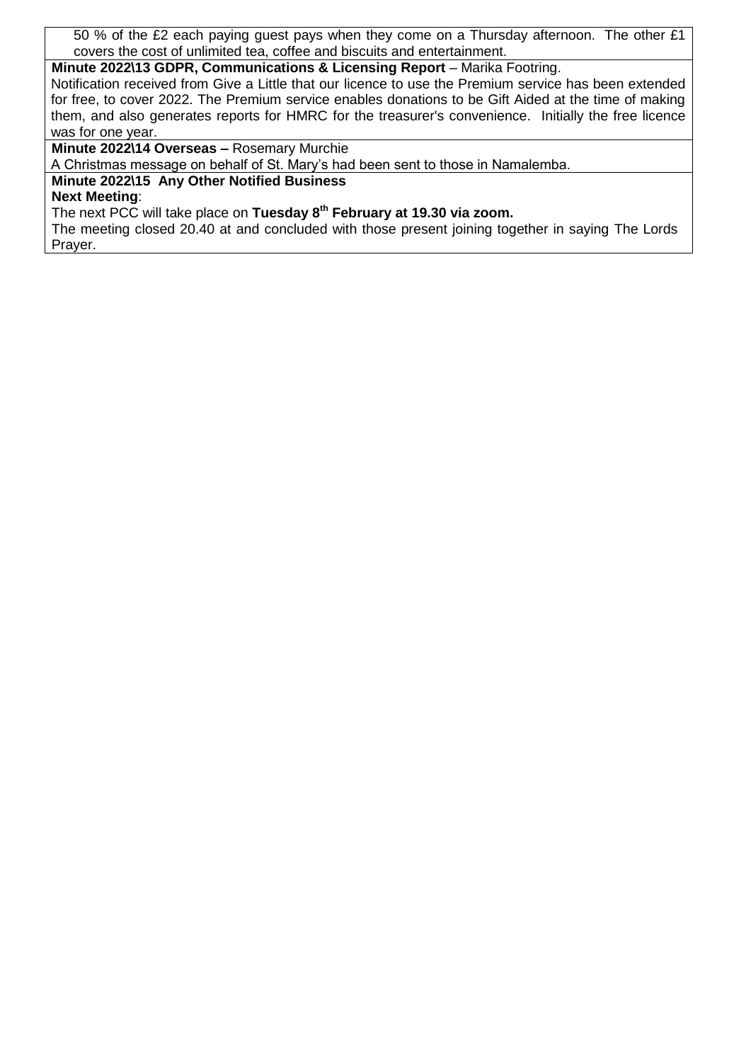50 % of the £2 each paying guest pays when they come on a Thursday afternoon. The other £1 covers the cost of unlimited tea, coffee and biscuits and entertainment.

**Minute 2022\13 GDPR, Communications & Licensing Report** – Marika Footring.

Notification received from Give a Little that our licence to use the Premium service has been extended for free, to cover 2022. The Premium service enables donations to be Gift Aided at the time of making them, and also generates reports for HMRC for the treasurer's convenience. Initially the free licence was for one year.

**Minute 2022\14 Overseas –** Rosemary Murchie

A Christmas message on behalf of St. Mary's had been sent to those in Namalemba.

**Minute 2022\15 Any Other Notified Business**

**Next Meeting**:

The next PCC will take place on **Tuesday 8th February at 19.30 via zoom.**

The meeting closed 20.40 at and concluded with those present joining together in saying The Lords Prayer.